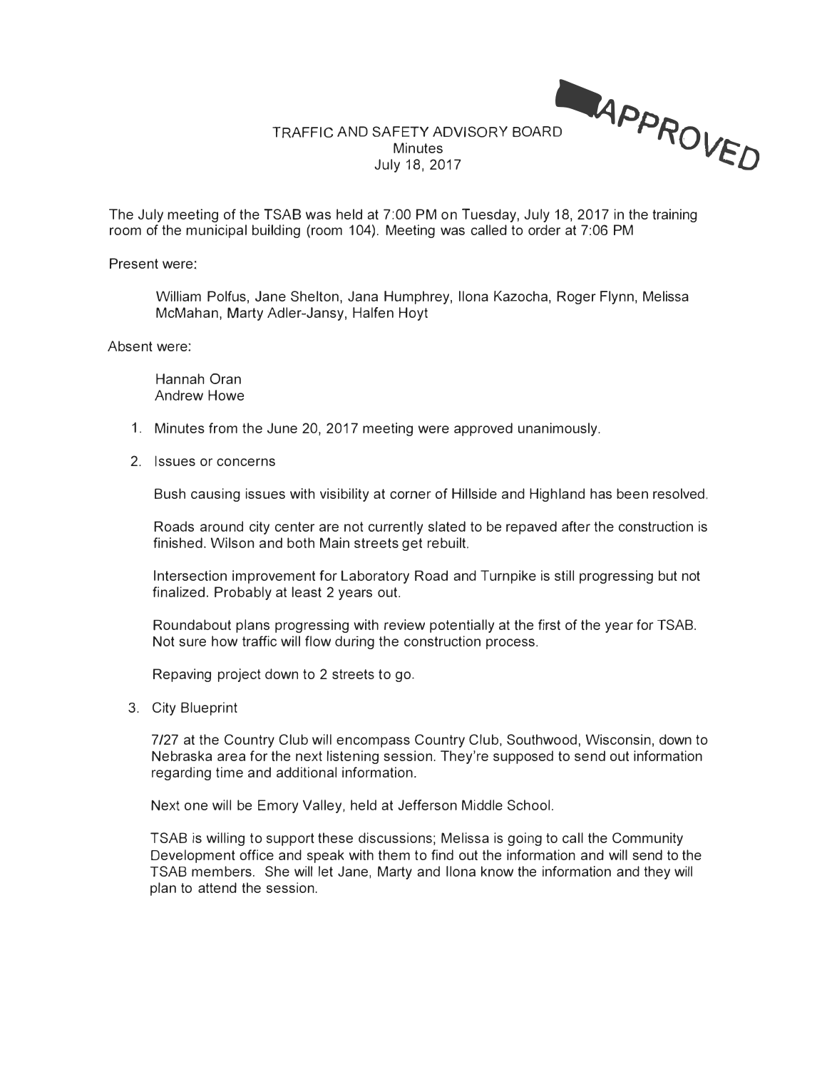APPROVED

# TRAFFIC AND SAFETY ADVISORY BOARD

## Minutes

### July 18, 2017

The July meeting of the TSAB was held at 7:00 PM on Tuesday, July 18, 2017 in the training room of the municipal building (room 104). Meeting was called to order at 7:06 PM

Present were:

William Polfus, Jane Shelton, Jana Humphrey, Ilona Kazocha, Roger Flynn, Melissa McMahan, Marty Adler-Jansy, Halfen Hoyt

Absent were:

Hannah Oran
Andrew Howe

1. Minutes from the June 20, 2017 meeting were approved unanimously.

2. Issues or concerns

   Bush causing issues with visibility at corner of Hillside and Highland has been resolved.

   Roads around city center are not currently slated to be repaved after the construction is finished. Wilson and both Main streets get rebuilt.

   Intersection improvement for Laboratory Road and Turnpike is still progressing but not finalized. Probably at least 2 years out.

   Roundabout plans progressing with review potentially at the first of the year for TSAB. Not sure how traffic will flow during the construction process.

   Repaving project down to 2 streets to go.

3. City Blueprint

   7/27 at the Country Club will encompass Country Club, Southwood, Wisconsin, down to Nebraska area for the next listening session. They're supposed to send out information regarding time and additional information.

   Next one will be Emory Valley, held at Jefferson Middle School.

   TSAB is willing to support these discussions; Melissa is going to call the Community Development office and speak with them to find out the information and will send to the TSAB members. She will let Jane, Marty and Ilona know the information and they will plan to attend the session.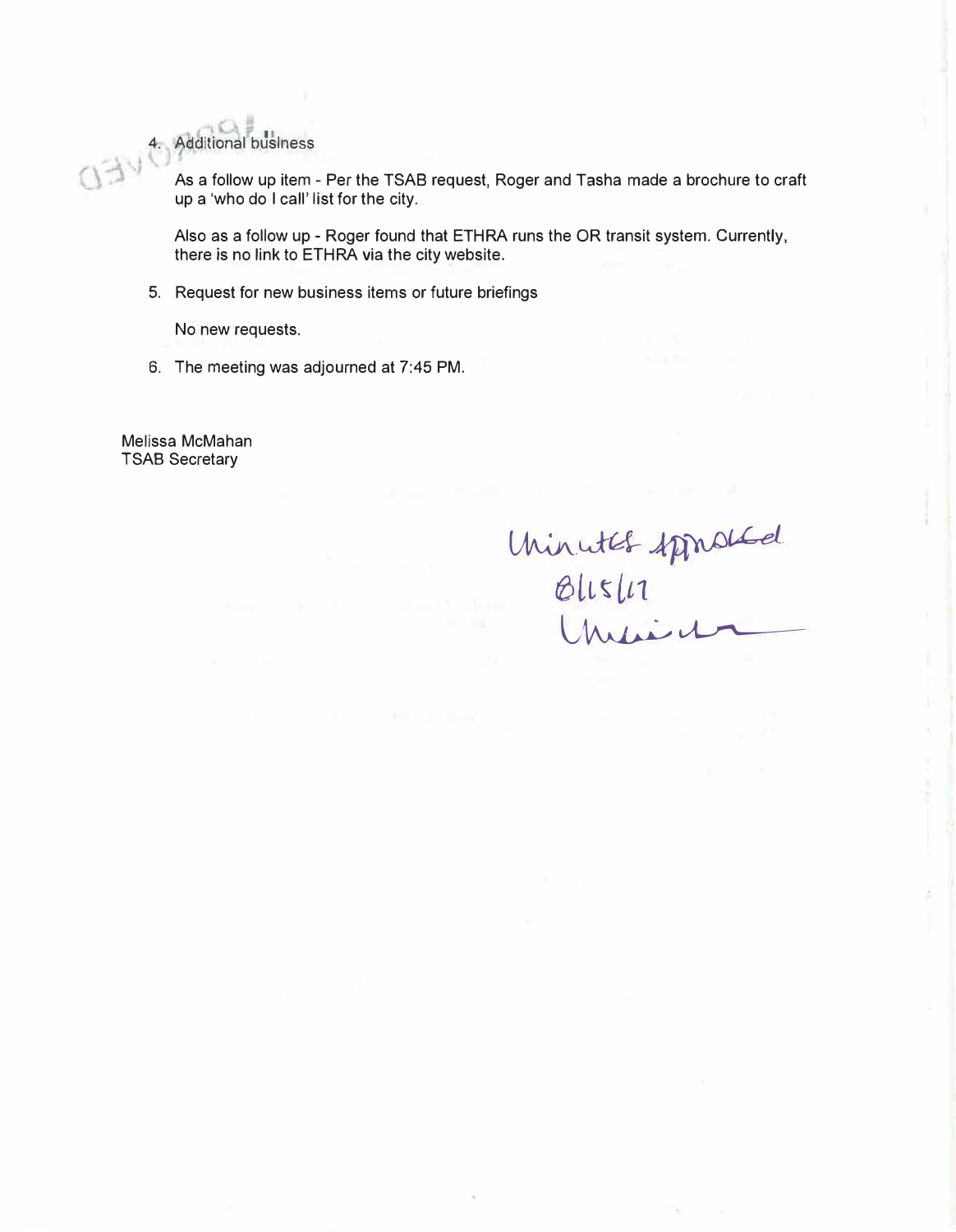4. Additional business

   As a follow up item - Per the TSAB request, Roger and Tasha made a brochure to craft up a 'who do I call' list for the city.

   Also as a follow up - Roger found that ETHRA runs the OR transit system. Currently, there is no link to ETHRA via the city website.

5. Request for new business items or future briefings

   No new requests.

6. The meeting was adjourned at 7:45 PM.

Melissa McMahan
TSAB Secretary

Minutes approved
8/15/17